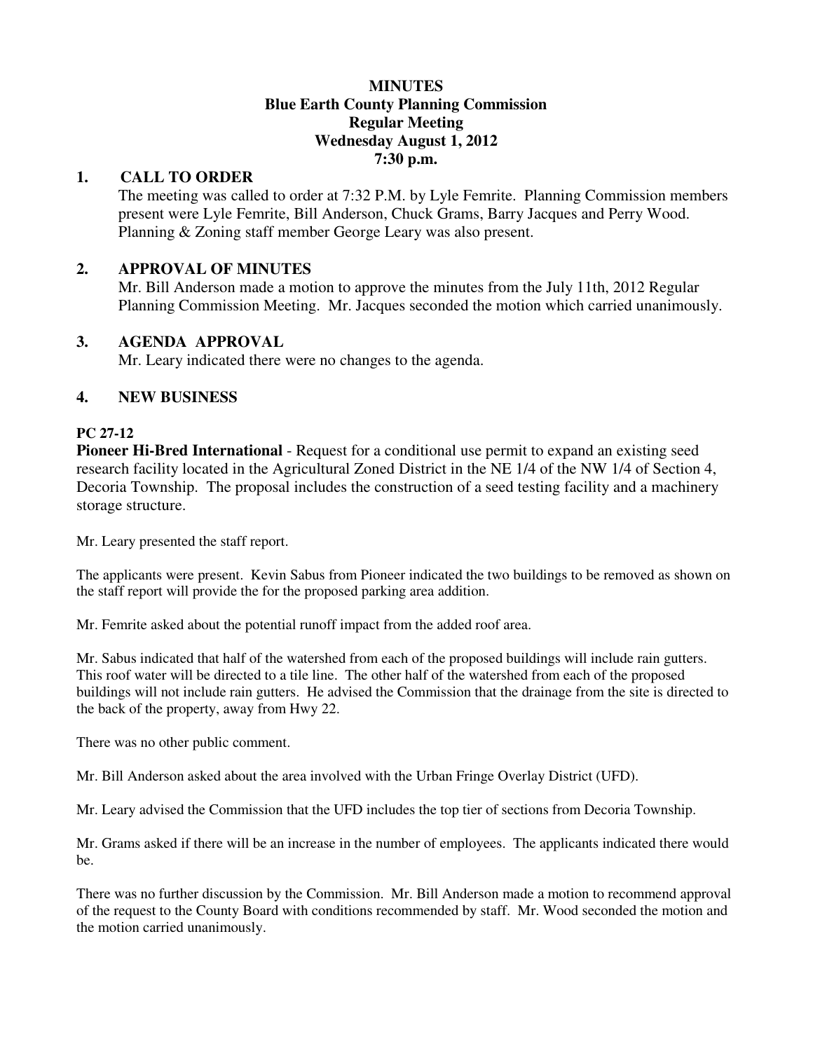# MINUTES
## Blue Earth County Planning Commission
## Regular Meeting
## Wednesday August 1, 2012
## 7:30 p.m.

## 1. CALL TO ORDER

The meeting was called to order at 7:32 P.M. by Lyle Femrite. Planning Commission members present were Lyle Femrite, Bill Anderson, Chuck Grams, Barry Jacques and Perry Wood. Planning & Zoning staff member George Leary was also present.

## 2. APPROVAL OF MINUTES

Mr. Bill Anderson made a motion to approve the minutes from the July 11th, 2012 Regular Planning Commission Meeting. Mr. Jacques seconded the motion which carried unanimously.

## 3. AGENDA APPROVAL

Mr. Leary indicated there were no changes to the agenda.

## 4. NEW BUSINESS

**PC 27-12**

**Pioneer Hi-Bred International** - Request for a conditional use permit to expand an existing seed research facility located in the Agricultural Zoned District in the NE 1/4 of the NW 1/4 of Section 4, Decoria Township. The proposal includes the construction of a seed testing facility and a machinery storage structure.

Mr. Leary presented the staff report.

The applicants were present. Kevin Sabus from Pioneer indicated the two buildings to be removed as shown on the staff report will provide the for the proposed parking area addition.

Mr. Femrite asked about the potential runoff impact from the added roof area.

Mr. Sabus indicated that half of the watershed from each of the proposed buildings will include rain gutters. This roof water will be directed to a tile line. The other half of the watershed from each of the proposed buildings will not include rain gutters. He advised the Commission that the drainage from the site is directed to the back of the property, away from Hwy 22.

There was no other public comment.

Mr. Bill Anderson asked about the area involved with the Urban Fringe Overlay District (UFD).

Mr. Leary advised the Commission that the UFD includes the top tier of sections from Decoria Township.

Mr. Grams asked if there will be an increase in the number of employees. The applicants indicated there would be.

There was no further discussion by the Commission. Mr. Bill Anderson made a motion to recommend approval of the request to the County Board with conditions recommended by staff. Mr. Wood seconded the motion and the motion carried unanimously.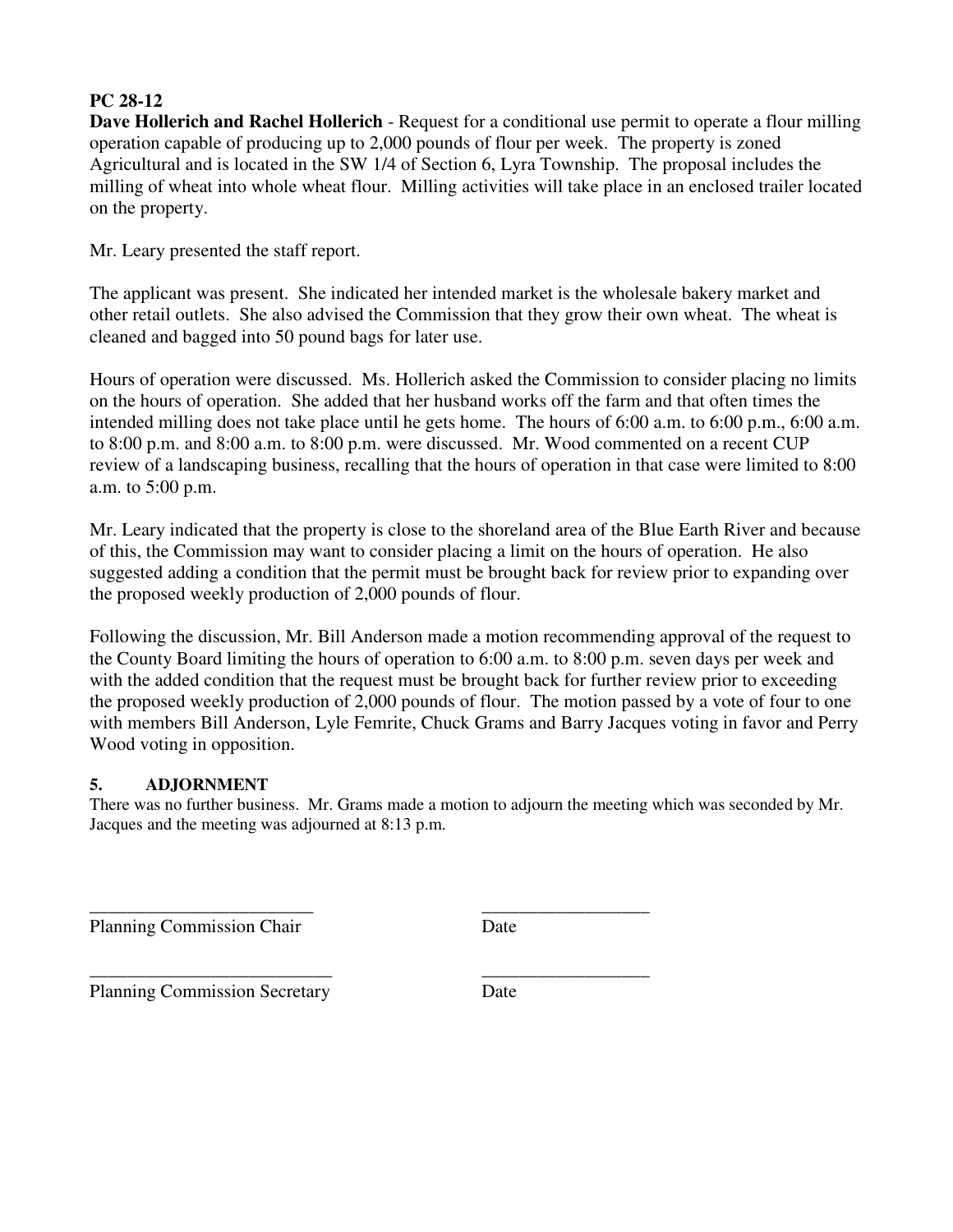**PC 28-12**

**Dave Hollerich and Rachel Hollerich** - Request for a conditional use permit to operate a flour milling operation capable of producing up to 2,000 pounds of flour per week. The property is zoned Agricultural and is located in the SW 1/4 of Section 6, Lyra Township. The proposal includes the milling of wheat into whole wheat flour. Milling activities will take place in an enclosed trailer located on the property.

Mr. Leary presented the staff report.

The applicant was present. She indicated her intended market is the wholesale bakery market and other retail outlets. She also advised the Commission that they grow their own wheat. The wheat is cleaned and bagged into 50 pound bags for later use.

Hours of operation were discussed. Ms. Hollerich asked the Commission to consider placing no limits on the hours of operation. She added that her husband works off the farm and that often times the intended milling does not take place until he gets home. The hours of 6:00 a.m. to 6:00 p.m., 6:00 a.m. to 8:00 p.m. and 8:00 a.m. to 8:00 p.m. were discussed. Mr. Wood commented on a recent CUP review of a landscaping business, recalling that the hours of operation in that case were limited to 8:00 a.m. to 5:00 p.m.

Mr. Leary indicated that the property is close to the shoreland area of the Blue Earth River and because of this, the Commission may want to consider placing a limit on the hours of operation. He also suggested adding a condition that the permit must be brought back for review prior to expanding over the proposed weekly production of 2,000 pounds of flour.

Following the discussion, Mr. Bill Anderson made a motion recommending approval of the request to the County Board limiting the hours of operation to 6:00 a.m. to 8:00 p.m. seven days per week and with the added condition that the request must be brought back for further review prior to exceeding the proposed weekly production of 2,000 pounds of flour. The motion passed by a vote of four to one with members Bill Anderson, Lyle Femrite, Chuck Grams and Barry Jacques voting in favor and Perry Wood voting in opposition.

## 5. ADJOURNMENT

There was no further business. Mr. Grams made a motion to adjourn the meeting which was seconded by Mr. Jacques and the meeting was adjourned at 8:13 p.m.

_________________________ __________________

Planning Commission Chair Date

___________________________ __________________

Planning Commission Secretary Date